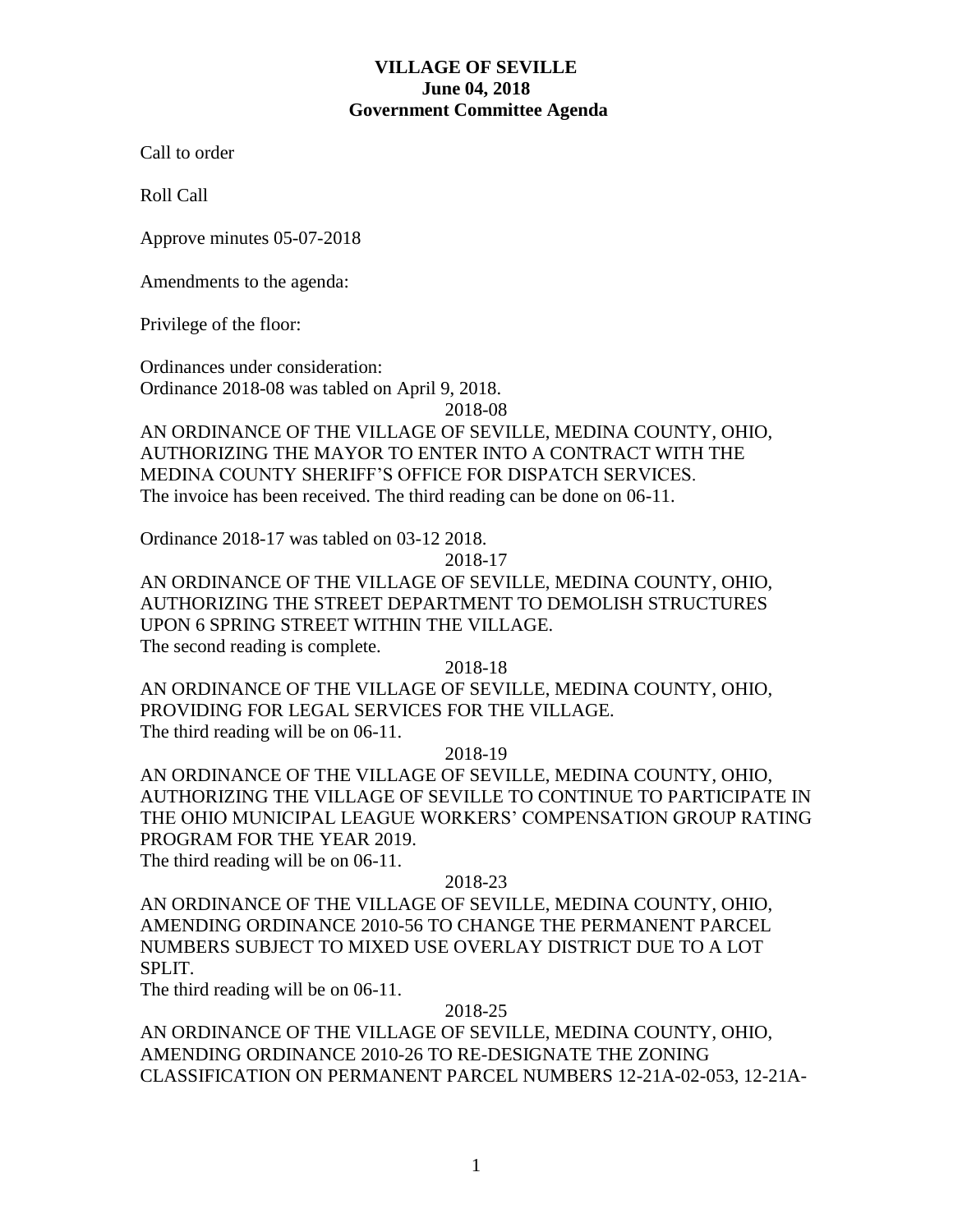**VILLAGE OF SEVILLE**
**June 04, 2018**
**Government Committee Agenda**

Call to order

Roll Call

Approve minutes 05-07-2018

Amendments to the agenda:

Privilege of the floor:

Ordinances under consideration:
Ordinance 2018-08 was tabled on April 9, 2018.

2018-08

AN ORDINANCE OF THE VILLAGE OF SEVILLE, MEDINA COUNTY, OHIO, AUTHORIZING THE MAYOR TO ENTER INTO A CONTRACT WITH THE MEDINA COUNTY SHERIFF'S OFFICE FOR DISPATCH SERVICES.
The invoice has been received. The third reading can be done on 06-11.

Ordinance 2018-17 was tabled on 03-12 2018.

2018-17

AN ORDINANCE OF THE VILLAGE OF SEVILLE, MEDINA COUNTY, OHIO, AUTHORIZING THE STREET DEPARTMENT TO DEMOLISH STRUCTURES UPON 6 SPRING STREET WITHIN THE VILLAGE.
The second reading is complete.

2018-18

AN ORDINANCE OF THE VILLAGE OF SEVILLE, MEDINA COUNTY, OHIO, PROVIDING FOR LEGAL SERVICES FOR THE VILLAGE.
The third reading will be on 06-11.

2018-19

AN ORDINANCE OF THE VILLAGE OF SEVILLE, MEDINA COUNTY, OHIO, AUTHORIZING THE VILLAGE OF SEVILLE TO CONTINUE TO PARTICIPATE IN THE OHIO MUNICIPAL LEAGUE WORKERS' COMPENSATION GROUP RATING PROGRAM FOR THE YEAR 2019.
The third reading will be on 06-11.

2018-23

AN ORDINANCE OF THE VILLAGE OF SEVILLE, MEDINA COUNTY, OHIO, AMENDING ORDINANCE 2010-56 TO CHANGE THE PERMANENT PARCEL NUMBERS SUBJECT TO MIXED USE OVERLAY DISTRICT DUE TO A LOT SPLIT.
The third reading will be on 06-11.

2018-25

AN ORDINANCE OF THE VILLAGE OF SEVILLE, MEDINA COUNTY, OHIO, AMENDING ORDINANCE 2010-26 TO RE-DESIGNATE THE ZONING CLASSIFICATION ON PERMANENT PARCEL NUMBERS 12-21A-02-053, 12-21A-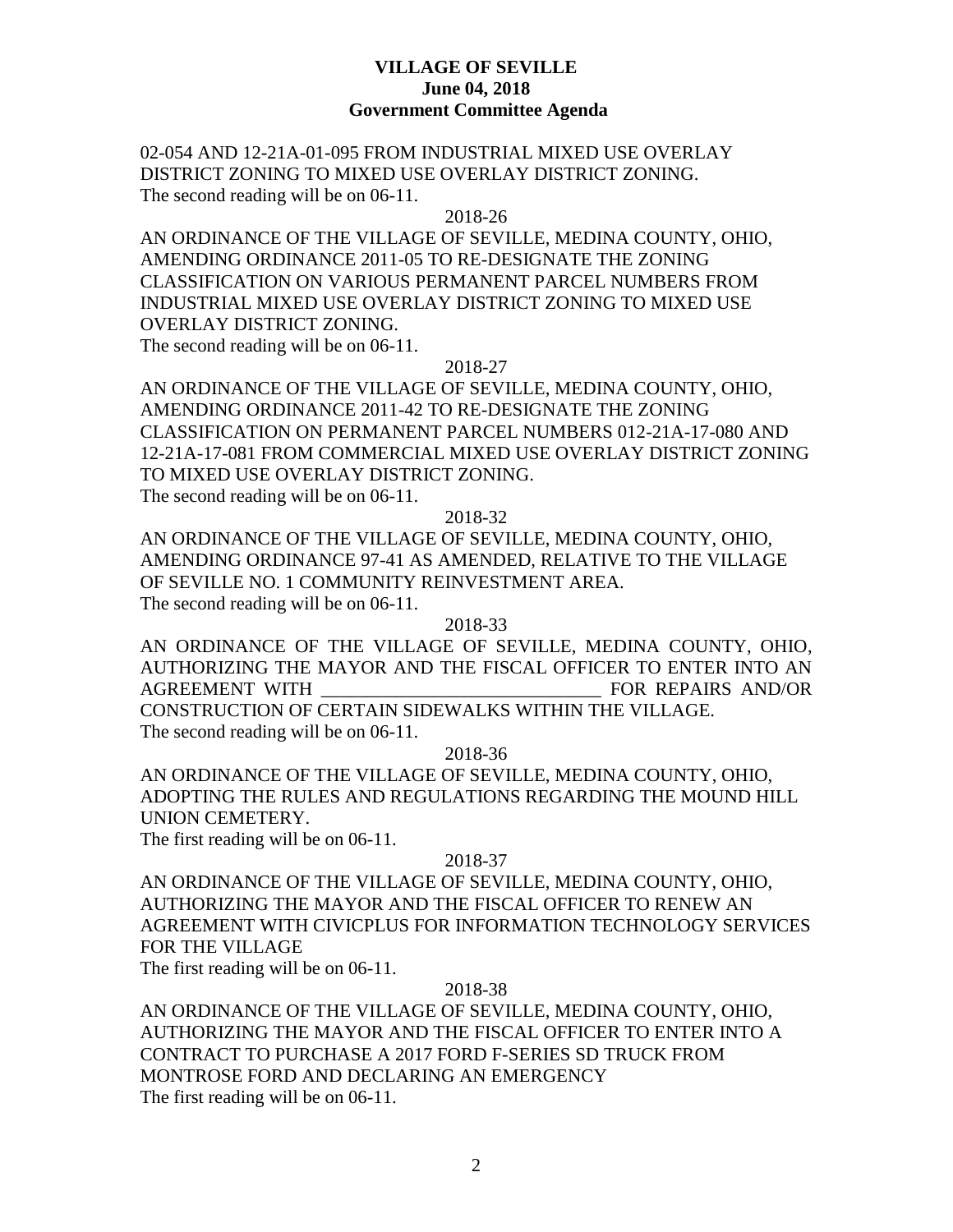02-054 AND 12-21A-01-095 FROM INDUSTRIAL MIXED USE OVERLAY DISTRICT ZONING TO MIXED USE OVERLAY DISTRICT ZONING.
The second reading will be on 06-11.

2018-26

AN ORDINANCE OF THE VILLAGE OF SEVILLE, MEDINA COUNTY, OHIO, AMENDING ORDINANCE 2011-05 TO RE-DESIGNATE THE ZONING CLASSIFICATION ON VARIOUS PERMANENT PARCEL NUMBERS FROM INDUSTRIAL MIXED USE OVERLAY DISTRICT ZONING TO MIXED USE OVERLAY DISTRICT ZONING.
The second reading will be on 06-11.

2018-27

AN ORDINANCE OF THE VILLAGE OF SEVILLE, MEDINA COUNTY, OHIO, AMENDING ORDINANCE 2011-42 TO RE-DESIGNATE THE ZONING CLASSIFICATION ON PERMANENT PARCEL NUMBERS 012-21A-17-080 AND 12-21A-17-081 FROM COMMERCIAL MIXED USE OVERLAY DISTRICT ZONING TO MIXED USE OVERLAY DISTRICT ZONING.
The second reading will be on 06-11.

2018-32

AN ORDINANCE OF THE VILLAGE OF SEVILLE, MEDINA COUNTY, OHIO, AMENDING ORDINANCE 97-41 AS AMENDED, RELATIVE TO THE VILLAGE OF SEVILLE NO. 1 COMMUNITY REINVESTMENT AREA.
The second reading will be on 06-11.

2018-33

AN ORDINANCE OF THE VILLAGE OF SEVILLE, MEDINA COUNTY, OHIO, AUTHORIZING THE MAYOR AND THE FISCAL OFFICER TO ENTER INTO AN AGREEMENT WITH ______________________________ FOR REPAIRS AND/OR CONSTRUCTION OF CERTAIN SIDEWALKS WITHIN THE VILLAGE.
The second reading will be on 06-11.

2018-36

AN ORDINANCE OF THE VILLAGE OF SEVILLE, MEDINA COUNTY, OHIO, ADOPTING THE RULES AND REGULATIONS REGARDING THE MOUND HILL UNION CEMETERY.
The first reading will be on 06-11.

2018-37

AN ORDINANCE OF THE VILLAGE OF SEVILLE, MEDINA COUNTY, OHIO, AUTHORIZING THE MAYOR AND THE FISCAL OFFICER TO RENEW AN AGREEMENT WITH CIVICPLUS FOR INFORMATION TECHNOLOGY SERVICES FOR THE VILLAGE
The first reading will be on 06-11.

2018-38

AN ORDINANCE OF THE VILLAGE OF SEVILLE, MEDINA COUNTY, OHIO, AUTHORIZING THE MAYOR AND THE FISCAL OFFICER TO ENTER INTO A CONTRACT TO PURCHASE A 2017 FORD F-SERIES SD TRUCK FROM MONTROSE FORD AND DECLARING AN EMERGENCY
The first reading will be on 06-11.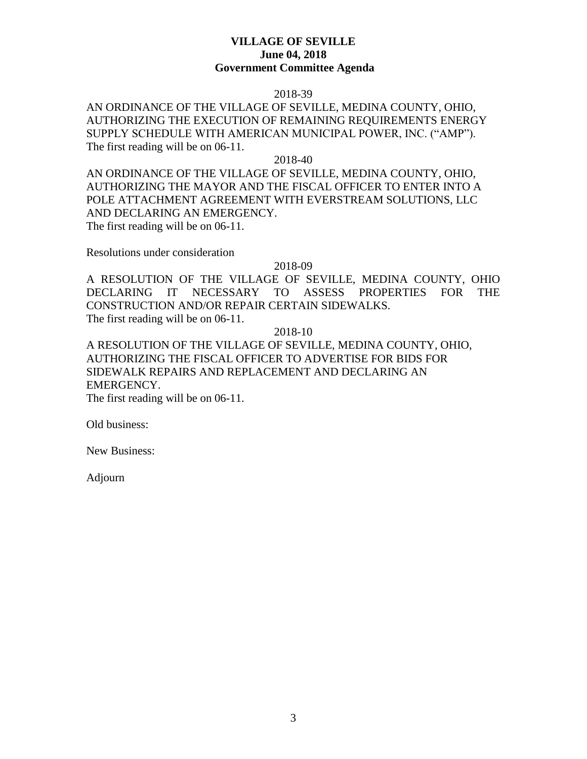**VILLAGE OF SEVILLE**
**June 04, 2018**
**Government Committee Agenda**

2018-39

AN ORDINANCE OF THE VILLAGE OF SEVILLE, MEDINA COUNTY, OHIO, AUTHORIZING THE EXECUTION OF REMAINING REQUIREMENTS ENERGY SUPPLY SCHEDULE WITH AMERICAN MUNICIPAL POWER, INC. ("AMP"). The first reading will be on 06-11.

2018-40

AN ORDINANCE OF THE VILLAGE OF SEVILLE, MEDINA COUNTY, OHIO, AUTHORIZING THE MAYOR AND THE FISCAL OFFICER TO ENTER INTO A POLE ATTACHMENT AGREEMENT WITH EVERSTREAM SOLUTIONS, LLC AND DECLARING AN EMERGENCY.
The first reading will be on 06-11.

Resolutions under consideration

2018-09

A RESOLUTION OF THE VILLAGE OF SEVILLE, MEDINA COUNTY, OHIO DECLARING IT NECESSARY TO ASSESS PROPERTIES FOR THE CONSTRUCTION AND/OR REPAIR CERTAIN SIDEWALKS.
The first reading will be on 06-11.

2018-10

A RESOLUTION OF THE VILLAGE OF SEVILLE, MEDINA COUNTY, OHIO, AUTHORIZING THE FISCAL OFFICER TO ADVERTISE FOR BIDS FOR SIDEWALK REPAIRS AND REPLACEMENT AND DECLARING AN EMERGENCY.
The first reading will be on 06-11.

Old business:

New Business:

Adjourn